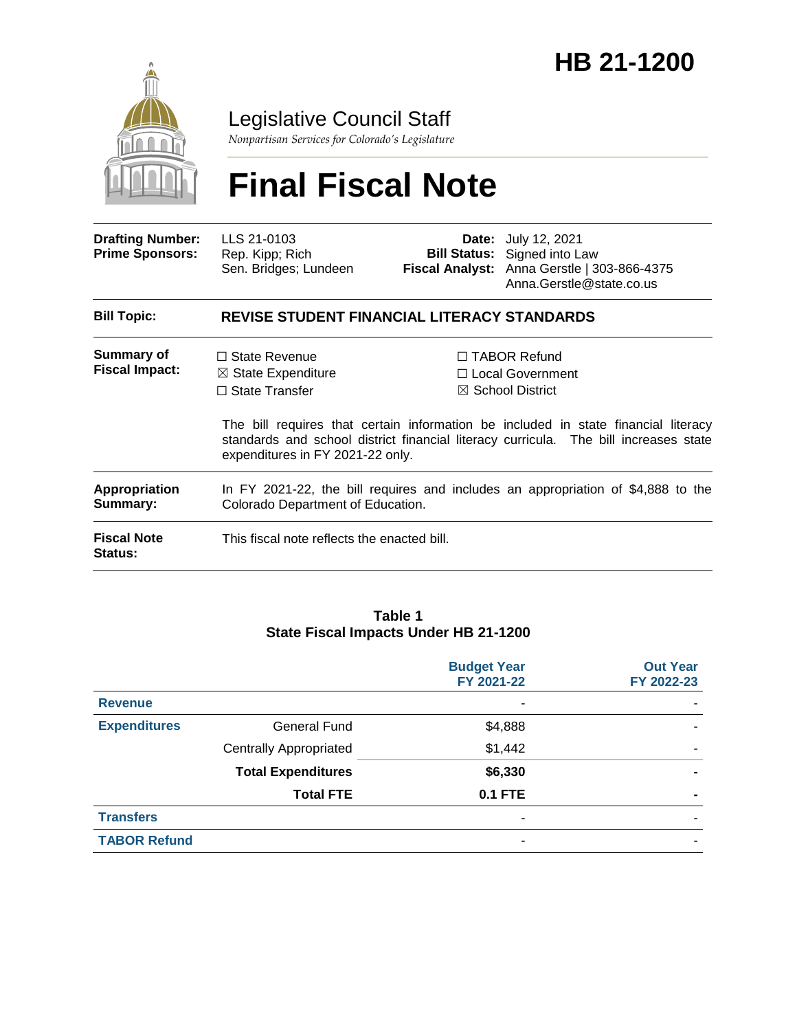# HB 21-1200

Legislative Council Staff

*Nonpartisan Services for Colorado's Legislature*

# Final Fiscal Note

| | | | |
|---|---|---|---|
| **Drafting Number:** | LLS 21-0103 | **Date:** | July 12, 2021 |
| **Prime Sponsors:** | Rep. Kipp; Rich<br>Sen. Bridges; Lundeen | **Bill Status:** | Signed into Law |
| | | **Fiscal Analyst:** | Anna Gerstle \| 303-866-4375<br>Anna.Gerstle@state.co.us |

**Bill Topic:** **REVISE STUDENT FINANCIAL LITERACY STANDARDS**

**Summary of Fiscal Impact:**

☐ State Revenue
☒ State Expenditure
☐ State Transfer
☐ TABOR Refund
☐ Local Government
☒ School District

The bill requires that certain information be included in state financial literacy standards and school district financial literacy curricula. The bill increases state expenditures in FY 2021-22 only.

**Appropriation Summary:** In FY 2021-22, the bill requires and includes an appropriation of $4,888 to the Colorado Department of Education.

**Fiscal Note Status:** This fiscal note reflects the enacted bill.

**Table 1**
**State Fiscal Impacts Under HB 21-1200**

| | | Budget Year FY 2021-22 | Out Year FY 2022-23 |
|---|---|---|---|
| **Revenue** | | - | - |
| **Expenditures** | General Fund | $4,888 | - |
| | Centrally Appropriated | $1,442 | - |
| | **Total Expenditures** | **$6,330** | **-** |
| | **Total FTE** | **0.1 FTE** | **-** |
| **Transfers** | | - | - |
| **TABOR Refund** | | - | - |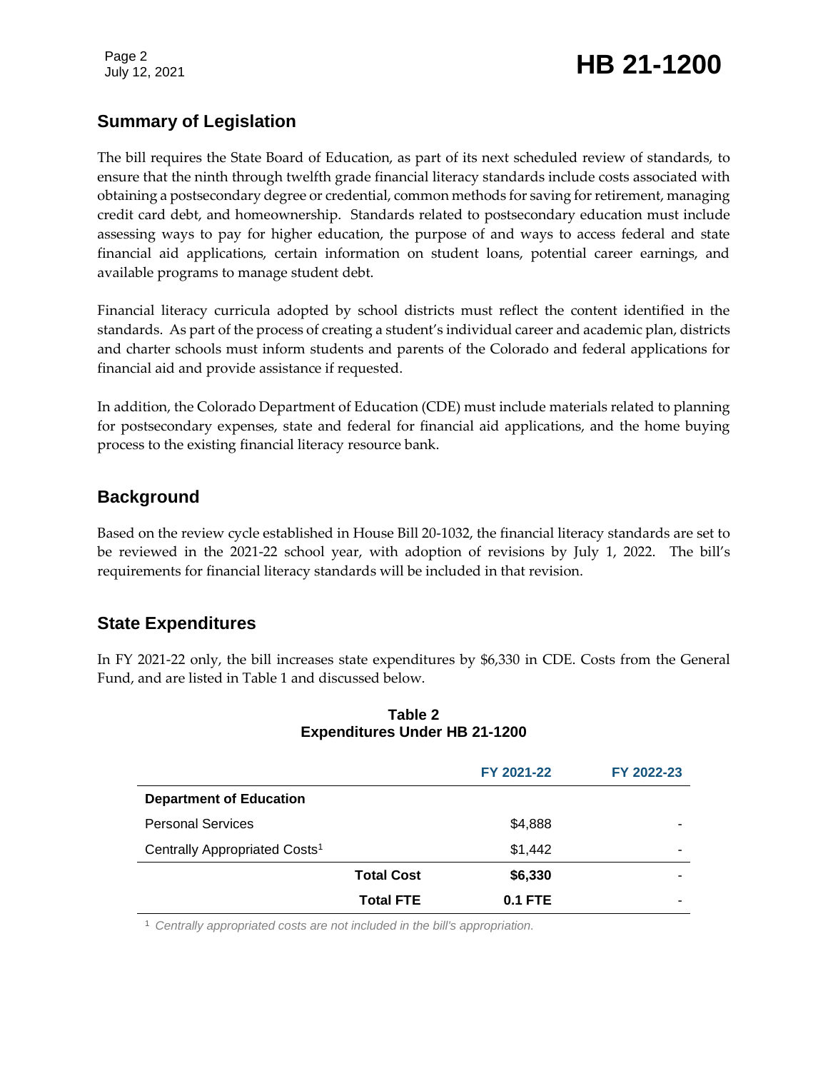## Summary of Legislation

The bill requires the State Board of Education, as part of its next scheduled review of standards, to ensure that the ninth through twelfth grade financial literacy standards include costs associated with obtaining a postsecondary degree or credential, common methods for saving for retirement, managing credit card debt, and homeownership. Standards related to postsecondary education must include assessing ways to pay for higher education, the purpose of and ways to access federal and state financial aid applications, certain information on student loans, potential career earnings, and available programs to manage student debt.

Financial literacy curricula adopted by school districts must reflect the content identified in the standards. As part of the process of creating a student's individual career and academic plan, districts and charter schools must inform students and parents of the Colorado and federal applications for financial aid and provide assistance if requested.

In addition, the Colorado Department of Education (CDE) must include materials related to planning for postsecondary expenses, state and federal for financial aid applications, and the home buying process to the existing financial literacy resource bank.

## Background

Based on the review cycle established in House Bill 20-1032, the financial literacy standards are set to be reviewed in the 2021-22 school year, with adoption of revisions by July 1, 2022. The bill's requirements for financial literacy standards will be included in that revision.

## State Expenditures

In FY 2021-22 only, the bill increases state expenditures by $6,330 in CDE. Costs from the General Fund, and are listed in Table 1 and discussed below.

**Table 2**
**Expenditures Under HB 21-1200**

| | FY 2021-22 | FY 2022-23 |
|---|---|---|
| **Department of Education** | | |
| Personal Services | $4,888 | - |
| Centrally Appropriated Costs[1] | $1,442 | - |
| **Total Cost** | **$6,330** | - |
| **Total FTE** | **0.1 FTE** | - |

[1] *Centrally appropriated costs are not included in the bill's appropriation.*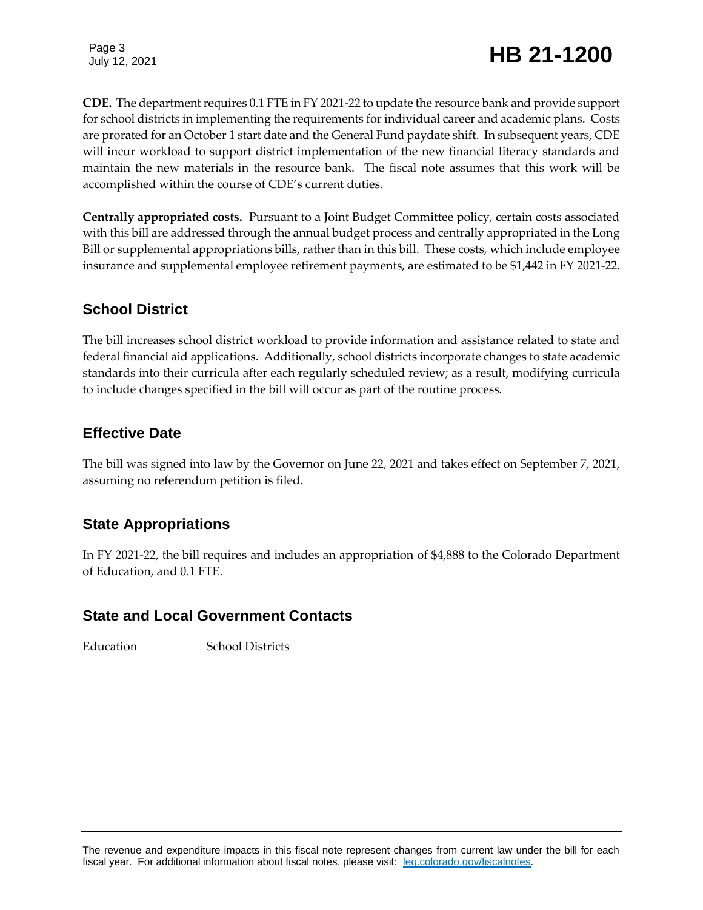**CDE.** The department requires 0.1 FTE in FY 2021-22 to update the resource bank and provide support for school districts in implementing the requirements for individual career and academic plans. Costs are prorated for an October 1 start date and the General Fund paydate shift. In subsequent years, CDE will incur workload to support district implementation of the new financial literacy standards and maintain the new materials in the resource bank. The fiscal note assumes that this work will be accomplished within the course of CDE's current duties.

**Centrally appropriated costs.** Pursuant to a Joint Budget Committee policy, certain costs associated with this bill are addressed through the annual budget process and centrally appropriated in the Long Bill or supplemental appropriations bills, rather than in this bill. These costs, which include employee insurance and supplemental employee retirement payments, are estimated to be $1,442 in FY 2021-22.

## School District

The bill increases school district workload to provide information and assistance related to state and federal financial aid applications. Additionally, school districts incorporate changes to state academic standards into their curricula after each regularly scheduled review; as a result, modifying curricula to include changes specified in the bill will occur as part of the routine process.

## Effective Date

The bill was signed into law by the Governor on June 22, 2021 and takes effect on September 7, 2021, assuming no referendum petition is filed.

## State Appropriations

In FY 2021-22, the bill requires and includes an appropriation of $4,888 to the Colorado Department of Education, and 0.1 FTE.

## State and Local Government Contacts

| | |
|---|---|
| Education | School Districts |

The revenue and expenditure impacts in this fiscal note represent changes from current law under the bill for each fiscal year. For additional information about fiscal notes, please visit: leg.colorado.gov/fiscalnotes.